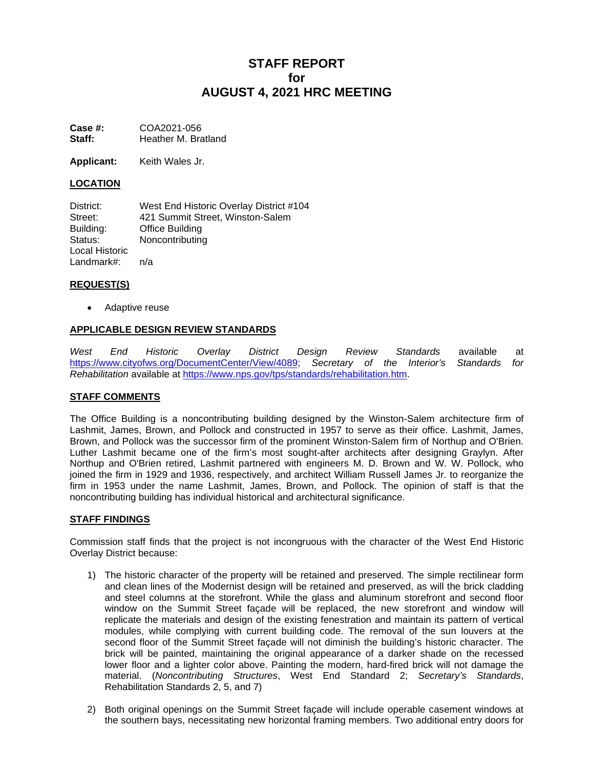# STAFF REPORT
# for
# AUGUST 4, 2021 HRC MEETING

**Case #:** COA2021-056
**Staff:** Heather M. Bratland

**Applicant:** Keith Wales Jr.

## LOCATION

District: West End Historic Overlay District #104
Street: 421 Summit Street, Winston-Salem
Building: Office Building
Status: Noncontributing
Local Historic Landmark#: n/a

## REQUEST(S)

- Adaptive reuse

## APPLICABLE DESIGN REVIEW STANDARDS

*West End Historic Overlay District Design Review Standards* available at https://www.cityofws.org/DocumentCenter/View/4089; *Secretary of the Interior's Standards for Rehabilitation* available at https://www.nps.gov/tps/standards/rehabilitation.htm.

## STAFF COMMENTS

The Office Building is a noncontributing building designed by the Winston-Salem architecture firm of Lashmit, James, Brown, and Pollock and constructed in 1957 to serve as their office. Lashmit, James, Brown, and Pollock was the successor firm of the prominent Winston-Salem firm of Northup and O'Brien. Luther Lashmit became one of the firm's most sought-after architects after designing Graylyn. After Northup and O'Brien retired, Lashmit partnered with engineers M. D. Brown and W. W. Pollock, who joined the firm in 1929 and 1936, respectively, and architect William Russell James Jr. to reorganize the firm in 1953 under the name Lashmit, James, Brown, and Pollock. The opinion of staff is that the noncontributing building has individual historical and architectural significance.

## STAFF FINDINGS

Commission staff finds that the project is not incongruous with the character of the West End Historic Overlay District because:

1) The historic character of the property will be retained and preserved. The simple rectilinear form and clean lines of the Modernist design will be retained and preserved, as will the brick cladding and steel columns at the storefront. While the glass and aluminum storefront and second floor window on the Summit Street façade will be replaced, the new storefront and window will replicate the materials and design of the existing fenestration and maintain its pattern of vertical modules, while complying with current building code. The removal of the sun louvers at the second floor of the Summit Street façade will not diminish the building's historic character. The brick will be painted, maintaining the original appearance of a darker shade on the recessed lower floor and a lighter color above. Painting the modern, hard-fired brick will not damage the material. (*Noncontributing Structures*, West End Standard 2; *Secretary's Standards*, Rehabilitation Standards 2, 5, and 7)

2) Both original openings on the Summit Street façade will include operable casement windows at the southern bays, necessitating new horizontal framing members. Two additional entry doors for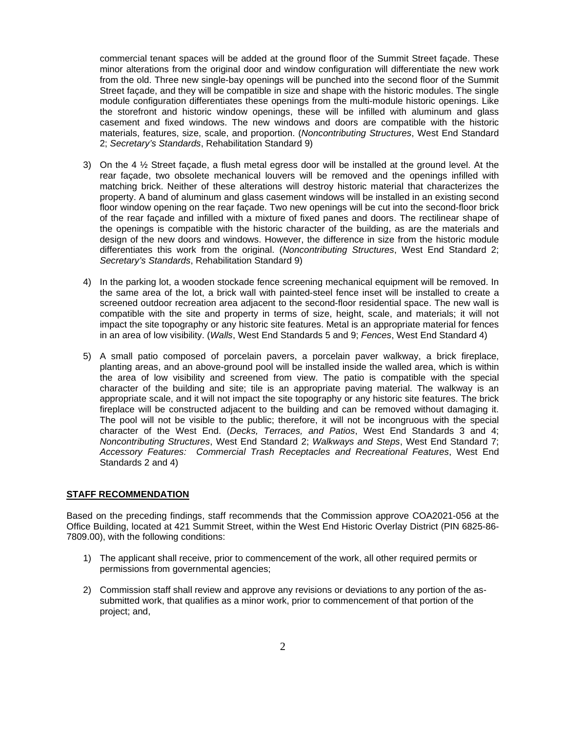commercial tenant spaces will be added at the ground floor of the Summit Street façade. These minor alterations from the original door and window configuration will differentiate the new work from the old. Three new single-bay openings will be punched into the second floor of the Summit Street façade, and they will be compatible in size and shape with the historic modules. The single module configuration differentiates these openings from the multi-module historic openings. Like the storefront and historic window openings, these will be infilled with aluminum and glass casement and fixed windows. The new windows and doors are compatible with the historic materials, features, size, scale, and proportion. (*Noncontributing Structures*, West End Standard 2; *Secretary's Standards*, Rehabilitation Standard 9)

3) On the 4 ½ Street façade, a flush metal egress door will be installed at the ground level. At the rear façade, two obsolete mechanical louvers will be removed and the openings infilled with matching brick. Neither of these alterations will destroy historic material that characterizes the property. A band of aluminum and glass casement windows will be installed in an existing second floor window opening on the rear façade. Two new openings will be cut into the second-floor brick of the rear façade and infilled with a mixture of fixed panes and doors. The rectilinear shape of the openings is compatible with the historic character of the building, as are the materials and design of the new doors and windows. However, the difference in size from the historic module differentiates this work from the original. (*Noncontributing Structures*, West End Standard 2; *Secretary's Standards*, Rehabilitation Standard 9)

4) In the parking lot, a wooden stockade fence screening mechanical equipment will be removed. In the same area of the lot, a brick wall with painted-steel fence inset will be installed to create a screened outdoor recreation area adjacent to the second-floor residential space. The new wall is compatible with the site and property in terms of size, height, scale, and materials; it will not impact the site topography or any historic site features. Metal is an appropriate material for fences in an area of low visibility. (*Walls*, West End Standards 5 and 9; *Fences*, West End Standard 4)

5) A small patio composed of porcelain pavers, a porcelain paver walkway, a brick fireplace, planting areas, and an above-ground pool will be installed inside the walled area, which is within the area of low visibility and screened from view. The patio is compatible with the special character of the building and site; tile is an appropriate paving material. The walkway is an appropriate scale, and it will not impact the site topography or any historic site features. The brick fireplace will be constructed adjacent to the building and can be removed without damaging it. The pool will not be visible to the public; therefore, it will not be incongruous with the special character of the West End. (*Decks, Terraces, and Patios*, West End Standards 3 and 4; *Noncontributing Structures*, West End Standard 2; *Walkways and Steps*, West End Standard 7; *Accessory Features: Commercial Trash Receptacles and Recreational Features*, West End Standards 2 and 4)

**STAFF RECOMMENDATION**

Based on the preceding findings, staff recommends that the Commission approve COA2021-056 at the Office Building, located at 421 Summit Street, within the West End Historic Overlay District (PIN 6825-86-7809.00), with the following conditions:

1) The applicant shall receive, prior to commencement of the work, all other required permits or permissions from governmental agencies;

2) Commission staff shall review and approve any revisions or deviations to any portion of the as-submitted work, that qualifies as a minor work, prior to commencement of that portion of the project; and,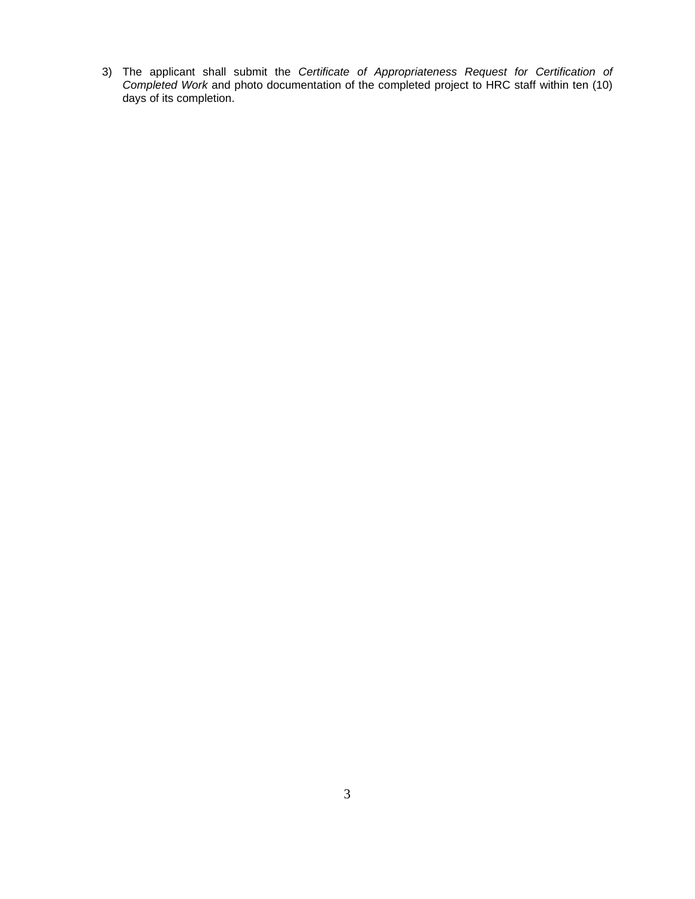3) The applicant shall submit the *Certificate of Appropriateness Request for Certification of Completed Work* and photo documentation of the completed project to HRC staff within ten (10) days of its completion.